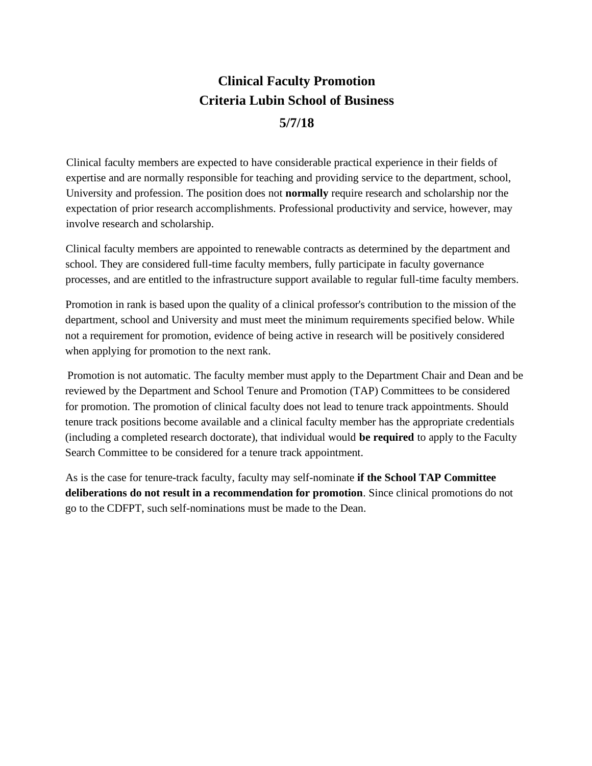# Clinical Faculty Promotion Criteria Lubin School of Business

## 5/7/18

Clinical faculty members are expected to have considerable practical experience in their fields of expertise and are normally responsible for teaching and providing service to the department, school, University and profession. The position does not **normally** require research and scholarship nor the expectation of prior research accomplishments. Professional productivity and service, however, may involve research and scholarship.

Clinical faculty members are appointed to renewable contracts as determined by the department and school. They are considered full-time faculty members, fully participate in faculty governance processes, and are entitled to the infrastructure support available to regular full-time faculty members.

Promotion in rank is based upon the quality of a clinical professor's contribution to the mission of the department, school and University and must meet the minimum requirements specified below. While not a requirement for promotion, evidence of being active in research will be positively considered when applying for promotion to the next rank.

Promotion is not automatic. The faculty member must apply to the Department Chair and Dean and be reviewed by the Department and School Tenure and Promotion (TAP) Committees to be considered for promotion. The promotion of clinical faculty does not lead to tenure track appointments. Should tenure track positions become available and a clinical faculty member has the appropriate credentials (including a completed research doctorate), that individual would **be required** to apply to the Faculty Search Committee to be considered for a tenure track appointment.

As is the case for tenure-track faculty, faculty may self-nominate **if the School TAP Committee deliberations do not result in a recommendation for promotion**. Since clinical promotions do not go to the CDFPT, such self-nominations must be made to the Dean.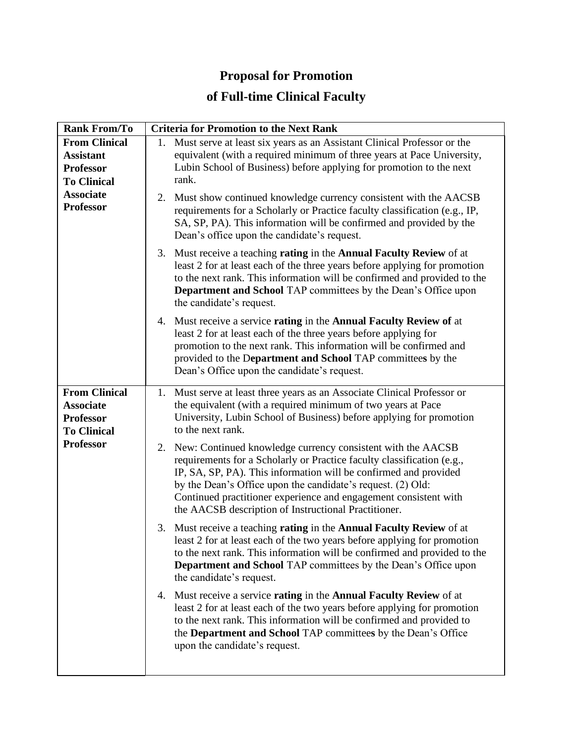# Proposal for Promotion

# of Full-time Clinical Faculty

| Rank From/To | Criteria for Promotion to the Next Rank |
|---|---|
| **From Clinical Assistant Professor To Clinical Associate Professor** | 1. Must serve at least six years as an Assistant Clinical Professor or the equivalent (with a required minimum of three years at Pace University, Lubin School of Business) before applying for promotion to the next rank.<br>2. Must show continued knowledge currency consistent with the AACSB requirements for a Scholarly or Practice faculty classification (e.g., IP, SA, SP, PA). This information will be confirmed and provided by the Dean's office upon the candidate's request.<br>3. Must receive a teaching **rating** in the **Annual Faculty Review** of at least 2 for at least each of the three years before applying for promotion to the next rank. This information will be confirmed and provided to the **Department and School** TAP committees by the Dean's Office upon the candidate's request.<br>4. Must receive a service **rating** in the **Annual Faculty Review of** at least 2 for at least each of the three years before applying for promotion to the next rank. This information will be confirmed and provided to the D**epartment and School** TAP committee**s** by the Dean's Office upon the candidate's request. |
| **From Clinical Associate Professor To Clinical Professor** | 1. Must serve at least three years as an Associate Clinical Professor or the equivalent (with a required minimum of two years at Pace University, Lubin School of Business) before applying for promotion to the next rank.<br>2. New: Continued knowledge currency consistent with the AACSB requirements for a Scholarly or Practice faculty classification (e.g., IP, SA, SP, PA). This information will be confirmed and provided by the Dean's Office upon the candidate's request. (2) Old: Continued practitioner experience and engagement consistent with the AACSB description of Instructional Practitioner.<br>3. Must receive a teaching **rating** in the **Annual Faculty Review** of at least 2 for at least each of the two years before applying for promotion to the next rank. This information will be confirmed and provided to the **Department and School** TAP committees by the Dean's Office upon the candidate's request.<br>4. Must receive a service **rating** in the **Annual Faculty Review** of at least 2 for at least each of the two years before applying for promotion to the next rank. This information will be confirmed and provided to the **Department and School** TAP committee**s** by the Dean's Office upon the candidate's request. |